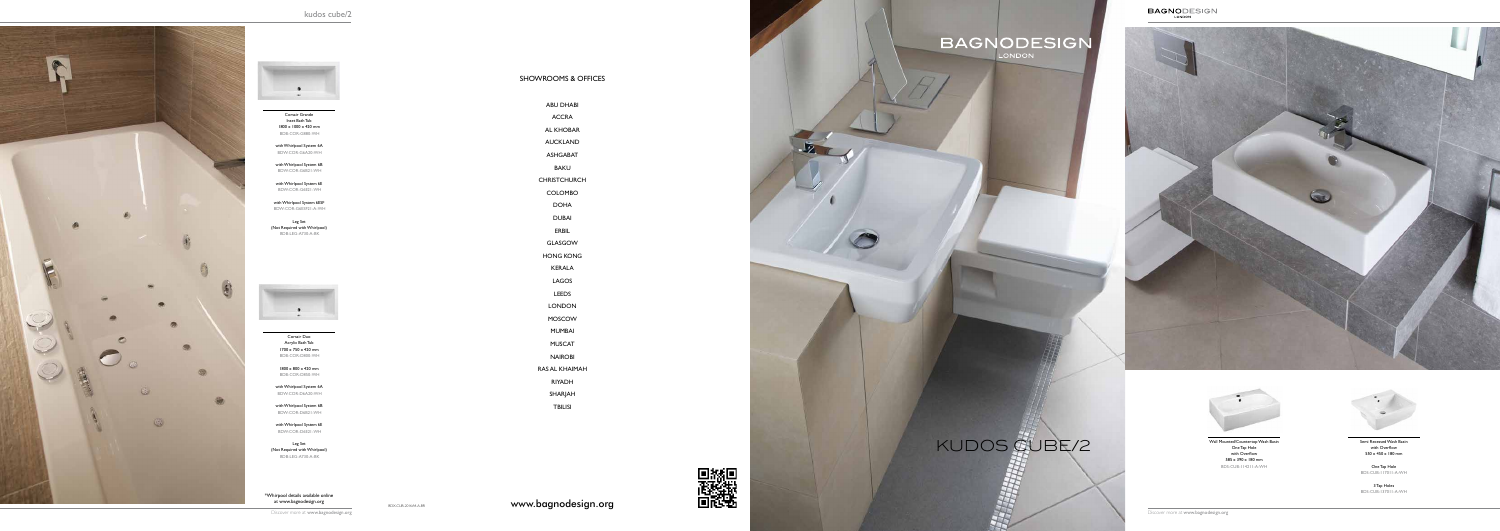Cursor Grande
Inset Bath Tub
1800 x 1000 x 450 mm
BDB-COR-GRBB-WH

with Whirlpool System 6A
BDW-COR-G6A00-WH

with Whirlpool System 6B
BDW-COR-G6B00-WH

with Whirlpool System 6E
BDW-COR-G6E00-WH

with Whirlpool System 6BSP
BDW-COR-G6BSP01-A-WH

Leg Set
(Not Required with Whirlpool)
BDB-LEG-AT00-A-BK

Cursor Duo
Acrylic Bath Tub
1700 x 750 x 450 mm
BDB-COR-D75BB-WH

1800 x 800 x 450 mm
BDB-COR-D80BB-WH

with Whirlpool System 6A
BDW-COR-D6A00-WH

with Whirlpool System 6B
BDW-COR-D6B00-WH

with Whirlpool System 6E
BDW-COR-D6E00-WH

Leg Set
(Not Required with Whirlpool)
BDB-LEG-AT00-A-BK

*Whirlpool details available online at www.bagnodesign.org

Discover more at www.bagnodesign.org

## SHOWROOMS & OFFICES

ABU DHABI
ACCRA
AL KHOBAR
AUCKLAND
ASHGABAT
BAKU
CHRISTCHURCH
COLOMBO
DOHA
DUBAI
ERBIL
GLASGOW
HONG KONG
KERALA
LAGOS
LEEDS
LONDON
MOSCOW
MUMBAI
MUSCAT
NAIROBI
RAS AL KHAIMAH
RIYADH
SHARJAH
TBILISI

www.bagnodesign.org

BAGNODESIGN
LONDON

# KUDOS CUBE/2

Wall Mounted/Countertop Wash Basin
One Tap Hole
with Overflow
585 x 390 x 180 mm
BDS-CUB-1H211-A-WH

Semi Recessed Wash Basin
with Overflow
550 x 450 x 180 mm

One Tap Hole
BDS-CUB-1H501-A-WH

3 Tap Holes
BDS-CUB-3H501-A-WH

Discover more at www.bagnodesign.org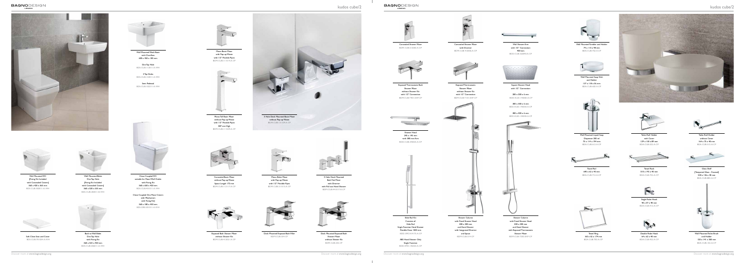# kudos cube/2

Wall Mounted Wash Basin with Overflow 600 x 450 x 185 mm

One Tap Hole
BDS-CUB-102011-A-WH

3 Tap Holes
BDS-CUB-102013-A-WH

Semi Pedestal
BDS-CUB-102211-A-WH

Mono Basin Mixer with Pop-up Waste with 1/2" Flexible Pipes
BDM-CUB-311016-A-CP

Mono Tall Basin Mixer without Pop-up Waste with 1/2" Flexible Pipes 287 mm High
BDM-CUB-311029-A-CP

3 Hole Deck Mounted Basin Mixer without Pop-up Waste
BDM-CUB-131009-A-CP

Wall Mounted WC (Fixing Kit Included with Concealed Cistern) 360 x 520 x 360 mm
BDS-CUB-100011-A-WH

Wall Mounted Bidet One Tap Hole (Fixing Kit Included with Concealed Cistern) 360 x 520 x 335 mm
BDS-CUB-200011-W-WH

Close Coupled WC suitable for Floor/Wall Outlet with Fixing Kit 360 x 650 x 420 mm
BDS-CUB-401011-A-WH

Close Coupled One Piece Cistern with Mechanism with Fixing Kit 360 x 180 x 430 mm
BDS-DRS-401011-A-WH

Concealed Basin Mixer without Pop-up Waste Spout Length 172 mm
BDM-CUB-112117-A-CP

Mono Bidet Mixer with Pop-up Waste with 1/2" Flexible Pipes
BDM-CUB-211016-A-CP

4 Hole Deck Mounted Bath Tub Mixer with Diverter with Pull-out Hand Shower
BDM-CUB-941017-A-CP

Soft Close Seat and Cover
BDS-CUB-701004-A-WH

Back to Wall Bidet One Tap Hole with Fixing Kit 360 x 525 x 420 mm
BDS-CUB-200011-W-WH

Exposed Bath Shower Mixer without Shower Kit
BDM-CUB-412006-A-CP

Deck Mounted Exposed Bath Filler
BDM-CUB-324-CP

Deck Mounted Exposed Bath Shower Mixer without Shower Kit
BDM-CUB-324-CP

Concealed Shower Mixer
BDM-CUB-512006-A-CP

Concealed Shower Mixer with Diverter
BDM-CUB-412006-A-CP

Wall Shower Arm with 1/2" Connection 400 mm
BDSO-CUB-502844-A-CP

Exposed Thermostatic Bath Shower Mixer without Shower Kit with 1/2" Connection
BDM-CUB-T401-EXP-CP

Exposed Thermostatic Shower Mixer without Shower Kit with 1/2" Connection
BDM-CUB-T501-EXP-CP

Square Shower Head with 1/2" Connection

200 x 200 x 6 mm
BDSO-KUD-190020-A-CP

300 x 300 x 6 mm
BDSO-KUD-190030-A-CP

400 x 400 x 6 mm
BDSO-KUD-190040-A-CP

Shower Head 290 x 145 mm with 380 mm Arm
BDSO-CUB-290035-A-CP

Slide Rail Kit Consists of: Slide Rail Single Function Hand Shower Flexible Hose 1500 mm
BDSO-SMO-KH175-A-CP

ABS Hand Shower Only Single Function
BDSO-SMO-166025-A-CP

Shower Column with Fixed Shower Head 200 x 200 mm and Hand Shower with Integrated Diverter and Spout
BDM-CUB-514-CP

Shower Column with Fixed Shower Head 300 x 300 mm and Hand Shower with Exposed Thermostatic Shower Mixer
BDM-CUB-T203-EXP-CP

Wall Mounted Tumbler and Holder 74 x 115 x 98 mm
BDA-CUB-702-A-CP

Wall Mounted Soap Dish and Holder 127 x 118 x 56 mm
BDA-CUB-802-A-CP

Wall Mounted Liquid Soap Dispenser 200 ml 75 x 114 x 194 mm
BDA-CUB-812-A-CP

Toilet Roll Holder with Cover 129 x 130 x 89 mm
BDA-CUB-522-A-CP

Toilet Roll Holder without Cover 164 x 75 x 48 mm
BDA-CUB-512-A-CP

Towel Rail 640 x 62 x 40 mm
BDA-CUB-712-A-CP

Towel Rack 510 x 192 x 40 mm
BDA-CUB-752-A-CP

Glass Shelf (Tempered Glass - Frosted) 530 x 146 x 48 mm
BDA-CUB-852-A-CP

Single Robe Hook 48 x 57 x 40 mm
BDA-CUB-412-A-CP

Towel Ring 163 x 62 x 179 mm
BDA-CUB-782-A-CP

Double Robe Hook 64 x 62 x 40 mm
BDA-CUB-422-A-CP

Wall Mounted Toilet Brush and Holder 103 x 141 x 398 mm
BDA-CUB-182-A-CP

Discover more at www.bagnodesign.org